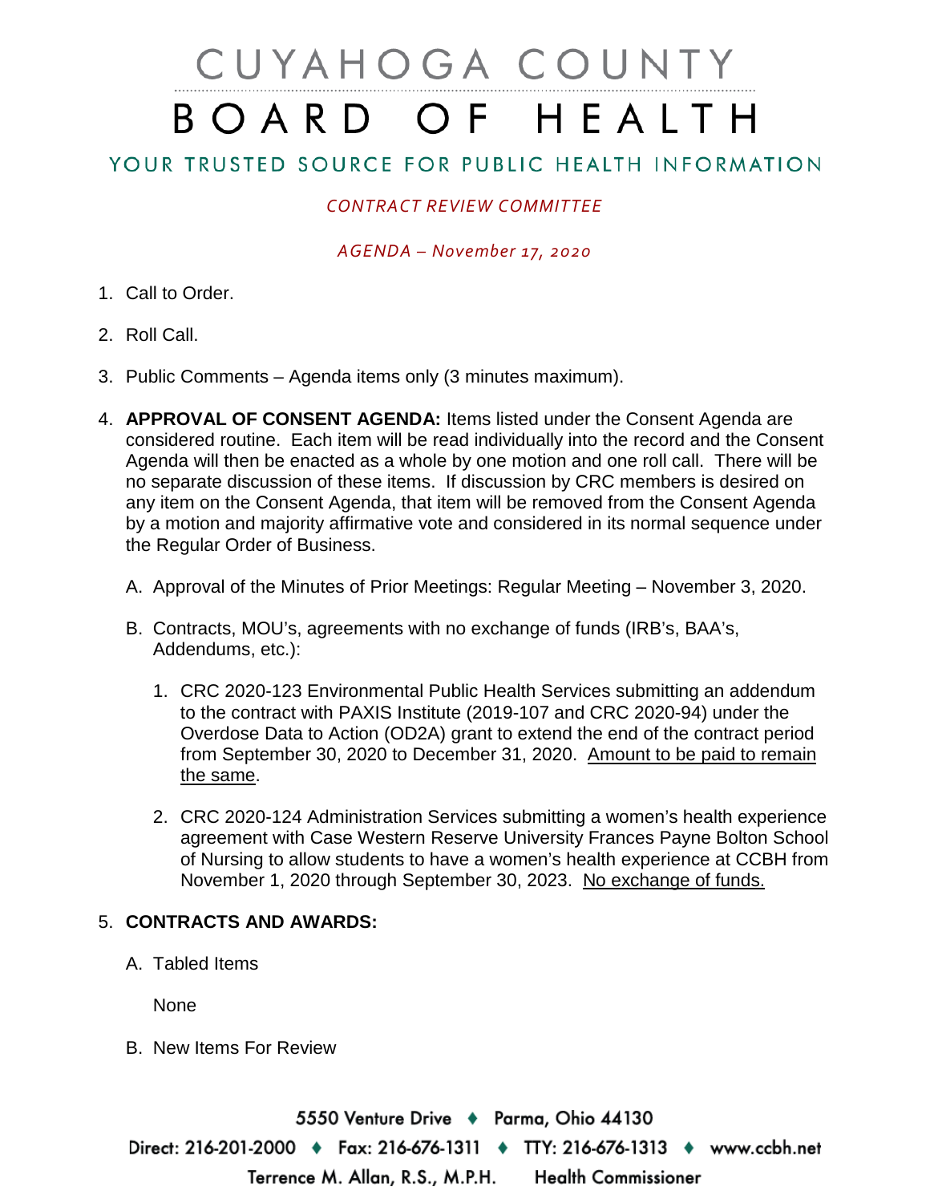# CUYAHOGA COUNTY BOARD OF HEALTH

## YOUR TRUSTED SOURCE FOR PUBLIC HEALTH INFORMATION

*CONTRACT REVIEW COMMITTEE*

*AGENDA – November 17, 2020*

1. Call to Order.
2. Roll Call.
3. Public Comments – Agenda items only (3 minutes maximum).
4. **APPROVAL OF CONSENT AGENDA:** Items listed under the Consent Agenda are considered routine. Each item will be read individually into the record and the Consent Agenda will then be enacted as a whole by one motion and one roll call. There will be no separate discussion of these items. If discussion by CRC members is desired on any item on the Consent Agenda, that item will be removed from the Consent Agenda by a motion and majority affirmative vote and considered in its normal sequence under the Regular Order of Business.

   A. Approval of the Minutes of Prior Meetings: Regular Meeting – November 3, 2020.

   B. Contracts, MOU's, agreements with no exchange of funds (IRB's, BAA's, Addendums, etc.):

      1. CRC 2020-123 Environmental Public Health Services submitting an addendum to the contract with PAXIS Institute (2019-107 and CRC 2020-94) under the Overdose Data to Action (OD2A) grant to extend the end of the contract period from September 30, 2020 to December 31, 2020. Amount to be paid to remain the same.

      2. CRC 2020-124 Administration Services submitting a women's health experience agreement with Case Western Reserve University Frances Payne Bolton School of Nursing to allow students to have a women's health experience at CCBH from November 1, 2020 through September 30, 2023. No exchange of funds.

5. **CONTRACTS AND AWARDS:**

   A. Tabled Items

      None

   B. New Items For Review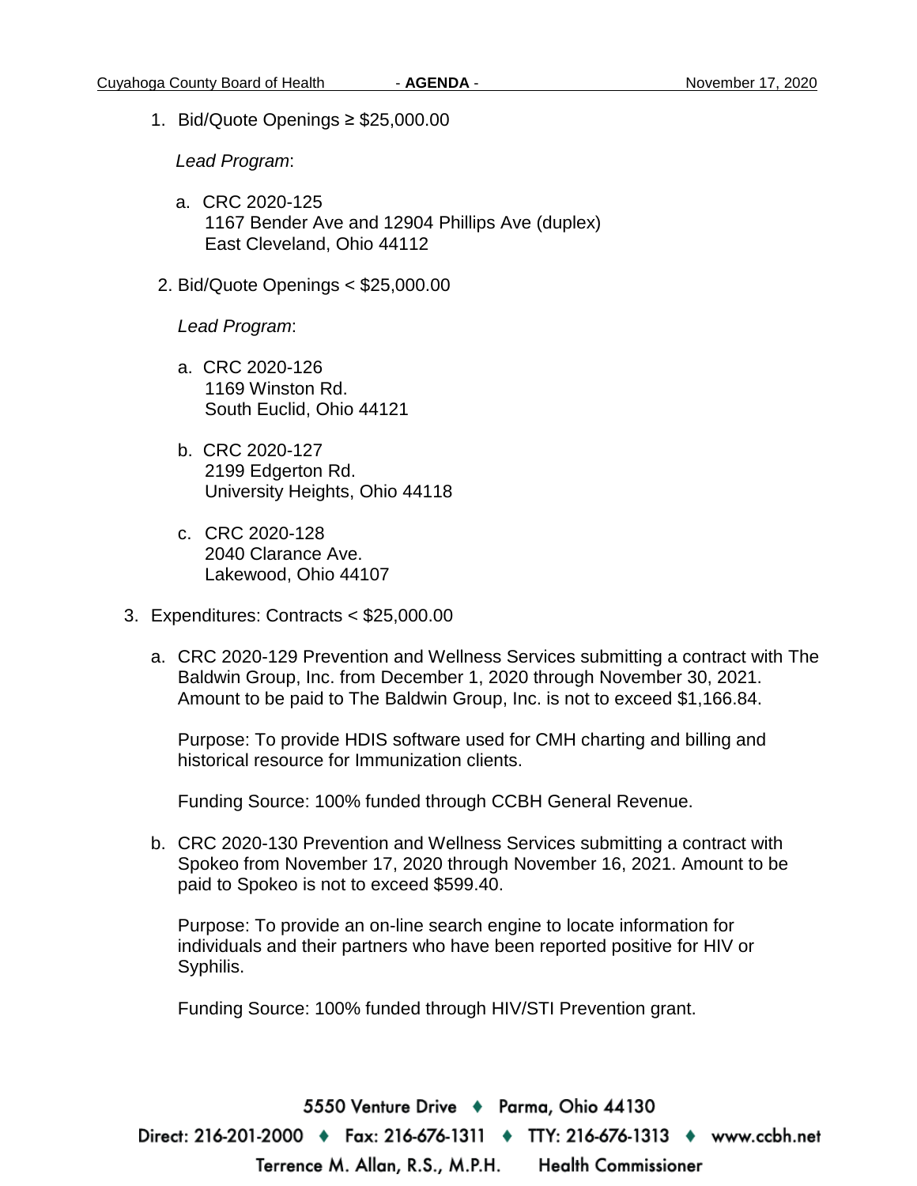1. Bid/Quote Openings ≥ $25,000.00

   *Lead Program*:

   a. CRC 2020-125
      1167 Bender Ave and 12904 Phillips Ave (duplex)
      East Cleveland, Ohio 44112

2. Bid/Quote Openings < $25,000.00

   *Lead Program*:

   a. CRC 2020-126
      1169 Winston Rd.
      South Euclid, Ohio 44121

   b. CRC 2020-127
      2199 Edgerton Rd.
      University Heights, Ohio 44118

   c. CRC 2020-128
      2040 Clarance Ave.
      Lakewood, Ohio 44107

3. Expenditures: Contracts < $25,000.00

   a. CRC 2020-129 Prevention and Wellness Services submitting a contract with The Baldwin Group, Inc. from December 1, 2020 through November 30, 2021. Amount to be paid to The Baldwin Group, Inc. is not to exceed $1,166.84.

      Purpose: To provide HDIS software used for CMH charting and billing and historical resource for Immunization clients.

      Funding Source: 100% funded through CCBH General Revenue.

   b. CRC 2020-130 Prevention and Wellness Services submitting a contract with Spokeo from November 17, 2020 through November 16, 2021. Amount to be paid to Spokeo is not to exceed $599.40.

      Purpose: To provide an on-line search engine to locate information for individuals and their partners who have been reported positive for HIV or Syphilis.

      Funding Source: 100% funded through HIV/STI Prevention grant.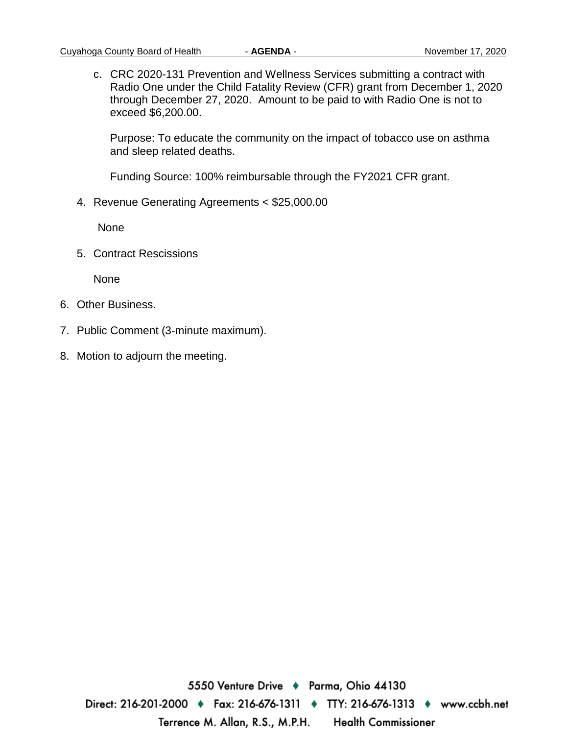c. CRC 2020-131 Prevention and Wellness Services submitting a contract with Radio One under the Child Fatality Review (CFR) grant from December 1, 2020 through December 27, 2020. Amount to be paid to with Radio One is not to exceed $6,200.00.

   Purpose: To educate the community on the impact of tobacco use on asthma and sleep related deaths.

   Funding Source: 100% reimbursable through the FY2021 CFR grant.

4. Revenue Generating Agreements < $25,000.00

   None

5. Contract Rescissions

   None

6. Other Business.
7. Public Comment (3-minute maximum).
8. Motion to adjourn the meeting.

5550 Venture Drive ♦ Parma, Ohio 44130

Direct: 216-201-2000 ♦ Fax: 216-676-1311 ♦ TTY: 216-676-1313 ♦ www.ccbh.net

Terrence M. Allan, R.S., M.P.H. Health Commissioner